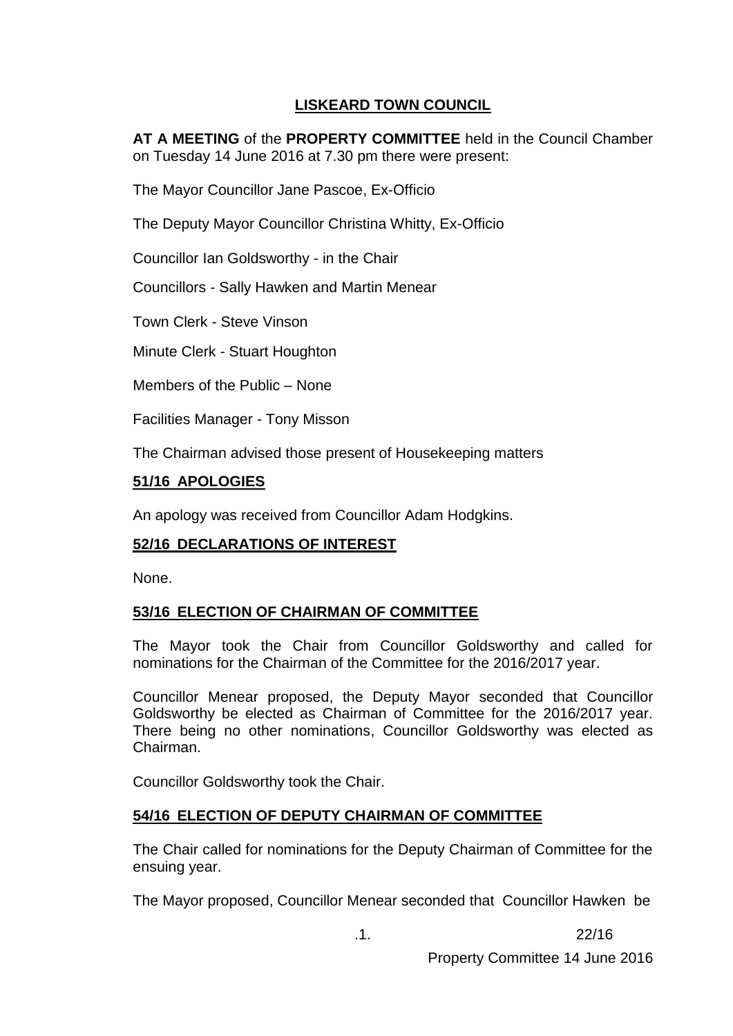# LISKEARD TOWN COUNCIL

**AT A MEETING** of the **PROPERTY COMMITTEE** held in the Council Chamber on Tuesday 14 June 2016 at 7.30 pm there were present:

The Mayor Councillor Jane Pascoe, Ex-Officio

The Deputy Mayor Councillor Christina Whitty, Ex-Officio

Councillor Ian Goldsworthy - in the Chair

Councillors - Sally Hawken and Martin Menear

Town Clerk - Steve Vinson

Minute Clerk - Stuart Houghton

Members of the Public – None

Facilities Manager - Tony Misson

The Chairman advised those present of Housekeeping matters

## 51/16 APOLOGIES

An apology was received from Councillor Adam Hodgkins.

## 52/16 DECLARATIONS OF INTEREST

None.

## 53/16 ELECTION OF CHAIRMAN OF COMMITTEE

The Mayor took the Chair from Councillor Goldsworthy and called for nominations for the Chairman of the Committee for the 2016/2017 year.

Councillor Menear proposed, the Deputy Mayor seconded that Councillor Goldsworthy be elected as Chairman of Committee for the 2016/2017 year. There being no other nominations, Councillor Goldsworthy was elected as Chairman.

Councillor Goldsworthy took the Chair.

## 54/16 ELECTION OF DEPUTY CHAIRMAN OF COMMITTEE

The Chair called for nominations for the Deputy Chairman of Committee for the ensuing year.

The Mayor proposed, Councillor Menear seconded that Councillor Hawken be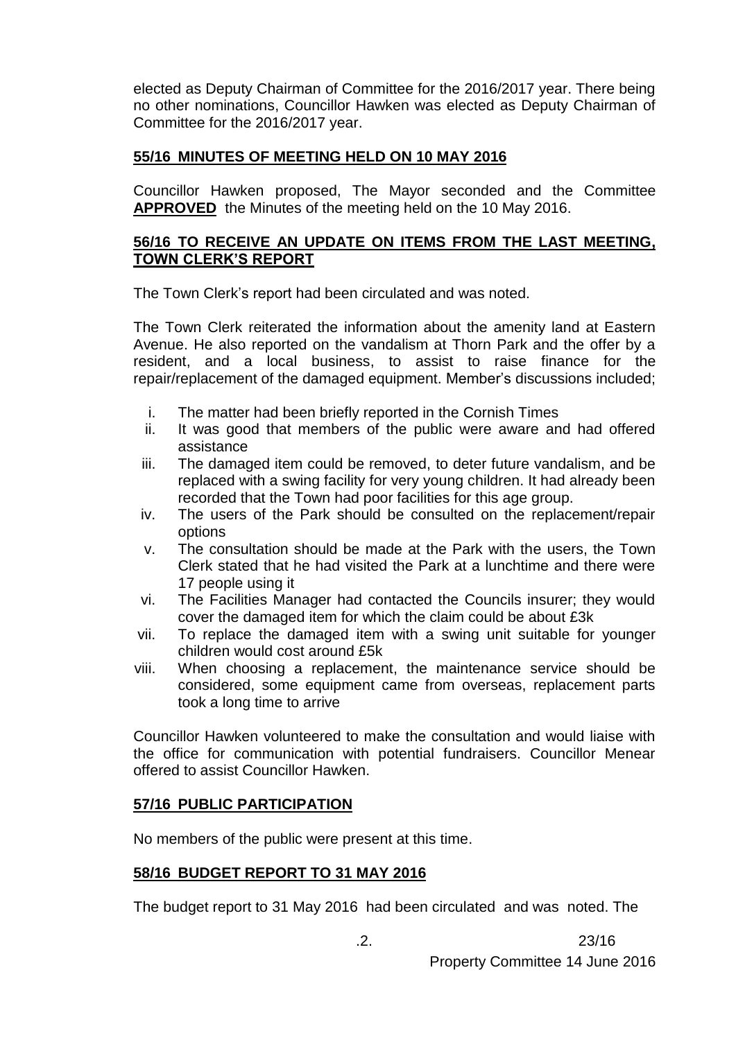elected as Deputy Chairman of Committee for the 2016/2017 year. There being no other nominations, Councillor Hawken was elected as Deputy Chairman of Committee for the 2016/2017 year.

## 55/16 MINUTES OF MEETING HELD ON 10 MAY 2016

Councillor Hawken proposed, The Mayor seconded and the Committee **APPROVED** the Minutes of the meeting held on the 10 May 2016.

## 56/16 TO RECEIVE AN UPDATE ON ITEMS FROM THE LAST MEETING, TOWN CLERK'S REPORT

The Town Clerk's report had been circulated and was noted.

The Town Clerk reiterated the information about the amenity land at Eastern Avenue. He also reported on the vandalism at Thorn Park and the offer by a resident, and a local business, to assist to raise finance for the repair/replacement of the damaged equipment. Member's discussions included;

i. The matter had been briefly reported in the Cornish Times
ii. It was good that members of the public were aware and had offered assistance
iii. The damaged item could be removed, to deter future vandalism, and be replaced with a swing facility for very young children. It had already been recorded that the Town had poor facilities for this age group.
iv. The users of the Park should be consulted on the replacement/repair options
v. The consultation should be made at the Park with the users, the Town Clerk stated that he had visited the Park at a lunchtime and there were 17 people using it
vi. The Facilities Manager had contacted the Councils insurer; they would cover the damaged item for which the claim could be about £3k
vii. To replace the damaged item with a swing unit suitable for younger children would cost around £5k
viii. When choosing a replacement, the maintenance service should be considered, some equipment came from overseas, replacement parts took a long time to arrive

Councillor Hawken volunteered to make the consultation and would liaise with the office for communication with potential fundraisers. Councillor Menear offered to assist Councillor Hawken.

## 57/16 PUBLIC PARTICIPATION

No members of the public were present at this time.

## 58/16 BUDGET REPORT TO 31 MAY 2016

The budget report to 31 May 2016 had been circulated and was noted. The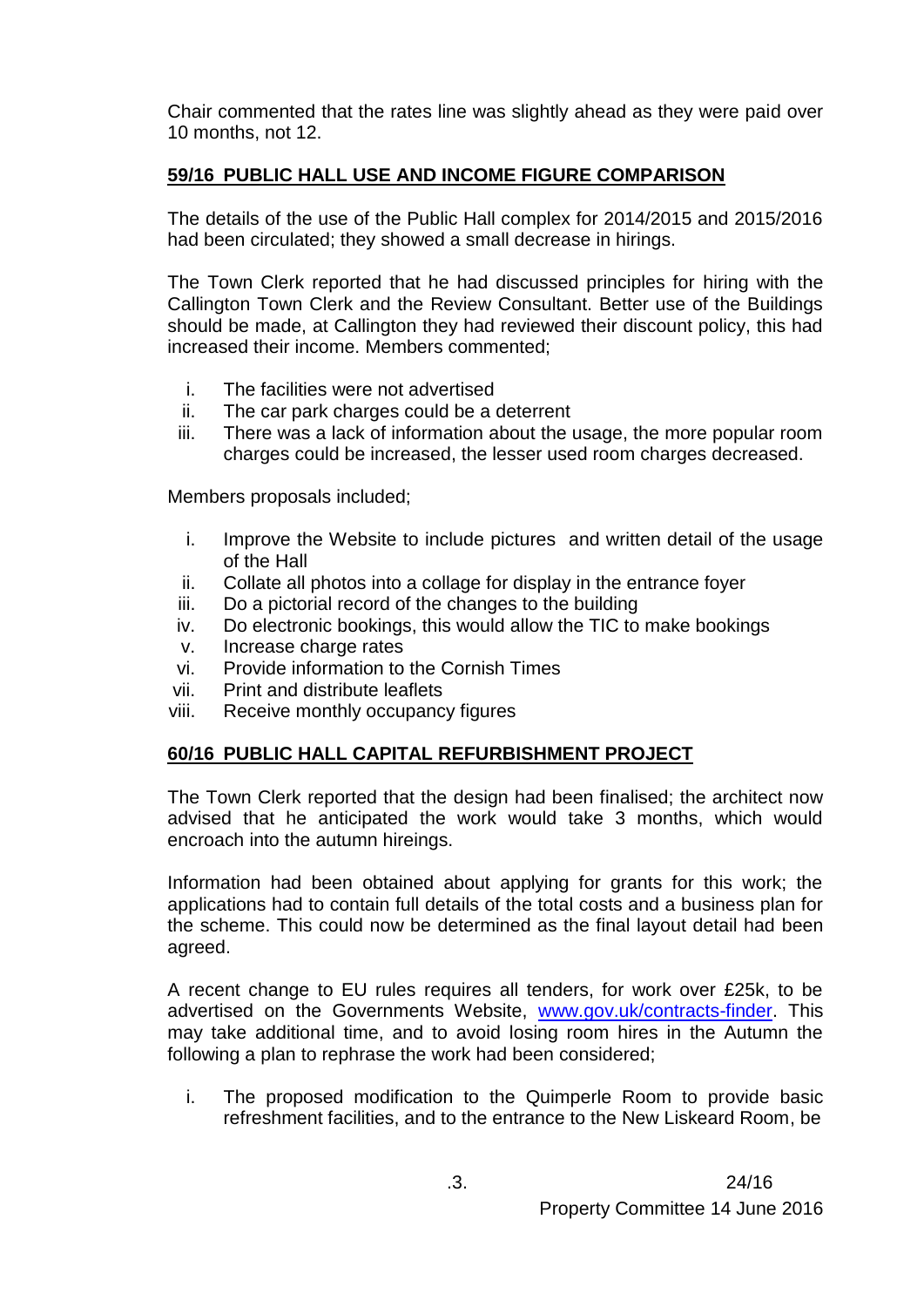Chair commented that the rates line was slightly ahead as they were paid over 10 months, not 12.

## **59/16 PUBLIC HALL USE AND INCOME FIGURE COMPARISON**

The details of the use of the Public Hall complex for 2014/2015 and 2015/2016 had been circulated; they showed a small decrease in hirings.

The Town Clerk reported that he had discussed principles for hiring with the Callington Town Clerk and the Review Consultant. Better use of the Buildings should be made, at Callington they had reviewed their discount policy, this had increased their income. Members commented;

i. The facilities were not advertised
ii. The car park charges could be a deterrent
iii. There was a lack of information about the usage, the more popular room charges could be increased, the lesser used room charges decreased.

Members proposals included;

i. Improve the Website to include pictures and written detail of the usage of the Hall
ii. Collate all photos into a collage for display in the entrance foyer
iii. Do a pictorial record of the changes to the building
iv. Do electronic bookings, this would allow the TIC to make bookings
v. Increase charge rates
vi. Provide information to the Cornish Times
vii. Print and distribute leaflets
viii. Receive monthly occupancy figures

## **60/16 PUBLIC HALL CAPITAL REFURBISHMENT PROJECT**

The Town Clerk reported that the design had been finalised; the architect now advised that he anticipated the work would take 3 months, which would encroach into the autumn hireings.

Information had been obtained about applying for grants for this work; the applications had to contain full details of the total costs and a business plan for the scheme. This could now be determined as the final layout detail had been agreed.

A recent change to EU rules requires all tenders, for work over £25k, to be advertised on the Governments Website, www.gov.uk/contracts-finder. This may take additional time, and to avoid losing room hires in the Autumn the following a plan to rephrase the work had been considered;

i. The proposed modification to the Quimperle Room to provide basic refreshment facilities, and to the entrance to the New Liskeard Room, be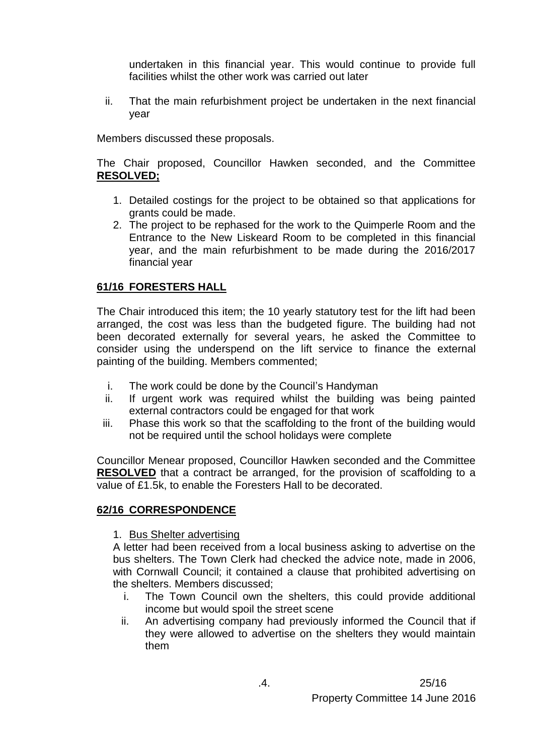undertaken in this financial year. This would continue to provide full facilities whilst the other work was carried out later

ii. That the main refurbishment project be undertaken in the next financial year

Members discussed these proposals.

The Chair proposed, Councillor Hawken seconded, and the Committee **RESOLVED;**

1. Detailed costings for the project to be obtained so that applications for grants could be made.
2. The project to be rephased for the work to the Quimperle Room and the Entrance to the New Liskeard Room to be completed in this financial year, and the main refurbishment to be made during the 2016/2017 financial year

## 61/16 FORESTERS HALL

The Chair introduced this item; the 10 yearly statutory test for the lift had been arranged, the cost was less than the budgeted figure. The building had not been decorated externally for several years, he asked the Committee to consider using the underspend on the lift service to finance the external painting of the building. Members commented;

i. The work could be done by the Council's Handyman
ii. If urgent work was required whilst the building was being painted external contractors could be engaged for that work
iii. Phase this work so that the scaffolding to the front of the building would not be required until the school holidays were complete

Councillor Menear proposed, Councillor Hawken seconded and the Committee **RESOLVED** that a contract be arranged, for the provision of scaffolding to a value of £1.5k, to enable the Foresters Hall to be decorated.

## 62/16 CORRESPONDENCE

1. Bus Shelter advertising

A letter had been received from a local business asking to advertise on the bus shelters. The Town Clerk had checked the advice note, made in 2006, with Cornwall Council; it contained a clause that prohibited advertising on the shelters. Members discussed;

i. The Town Council own the shelters, this could provide additional income but would spoil the street scene
ii. An advertising company had previously informed the Council that if they were allowed to advertise on the shelters they would maintain them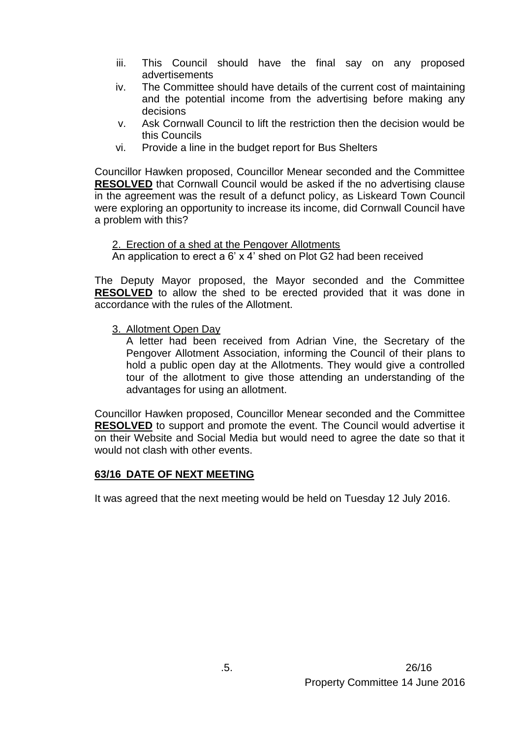iii. This Council should have the final say on any proposed advertisements
iv. The Committee should have details of the current cost of maintaining and the potential income from the advertising before making any decisions
v. Ask Cornwall Council to lift the restriction then the decision would be this Councils
vi. Provide a line in the budget report for Bus Shelters

Councillor Hawken proposed, Councillor Menear seconded and the Committee **RESOLVED** that Cornwall Council would be asked if the no advertising clause in the agreement was the result of a defunct policy, as Liskeard Town Council were exploring an opportunity to increase its income, did Cornwall Council have a problem with this?

2. Erection of a shed at the Pengover Allotments

An application to erect a 6' x 4' shed on Plot G2 had been received

The Deputy Mayor proposed, the Mayor seconded and the Committee **RESOLVED** to allow the shed to be erected provided that it was done in accordance with the rules of the Allotment.

3. Allotment Open Day

A letter had been received from Adrian Vine, the Secretary of the Pengover Allotment Association, informing the Council of their plans to hold a public open day at the Allotments. They would give a controlled tour of the allotment to give those attending an understanding of the advantages for using an allotment.

Councillor Hawken proposed, Councillor Menear seconded and the Committee **RESOLVED** to support and promote the event. The Council would advertise it on their Website and Social Media but would need to agree the date so that it would not clash with other events.

## 63/16 DATE OF NEXT MEETING

It was agreed that the next meeting would be held on Tuesday 12 July 2016.